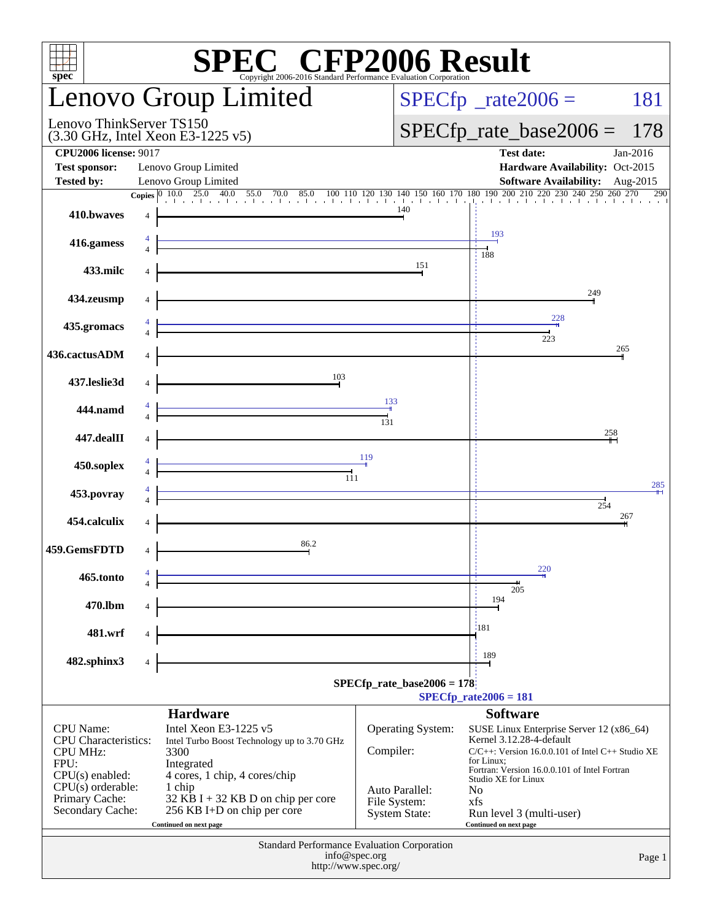# SPEC CFP2006 Result

Copyright 2006-2016 Standard Performance Evaluation Corporation

## Lenovo Group Limited

Lenovo ThinkServer TS150
(3.30 GHz, Intel Xeon E3-1225 v5)

SPECfp_rate2006 = 181

SPECfp_rate_base2006 = 178

| | | | |
|---|---|---|---|
| **CPU2006 license:** 9017 | | **Test date:** | Jan-2016 |
| **Test sponsor:** | Lenovo Group Limited | **Hardware Availability:** | Oct-2015 |
| **Tested by:** | Lenovo Group Limited | **Software Availability:** | Aug-2015 |

| Benchmark | Copies | Peak | Base |
|---|---|---|---|
| 410.bwaves | 4 | | 140 |
| 416.gamess | 4 | 193 | 188 |
| 433.milc | 4 | | 151 |
| 434.zeusmp | 4 | | 249 |
| 435.gromacs | 4 | 228 | 223 |
| 436.cactusADM | 4 | | 265 |
| 437.leslie3d | 4 | | 103 |
| 444.namd | 4 | 133 | 131 |
| 447.dealII | 4 | | 258 |
| 450.soplex | 4 | 119 | 111 |
| 453.povray | 4 | 285 | 254 |
| 454.calculix | 4 | | 267 |
| 459.GemsFDTD | 4 | | 86.2 |
| 465.tonto | 4 | 220 | 205 |
| 470.lbm | 4 | | 194 |
| 481.wrf | 4 | | 181 |
| 482.sphinx3 | 4 | | 189 |

SPECfp_rate_base2006 = 178

SPECfp_rate2006 = 181

### Hardware

| | |
|---|---|
| CPU Name: | Intel Xeon E3-1225 v5 |
| CPU Characteristics: | Intel Turbo Boost Technology up to 3.70 GHz |
| CPU MHz: | 3300 |
| FPU: | Integrated |
| CPU(s) enabled: | 4 cores, 1 chip, 4 cores/chip |
| CPU(s) orderable: | 1 chip |
| Primary Cache: | 32 KB I + 32 KB D on chip per core |
| Secondary Cache: | 256 KB I+D on chip per core |

Continued on next page

### Software

| | |
|---|---|
| Operating System: | SUSE Linux Enterprise Server 12 (x86_64) Kernel 3.12.28-4-default |
| Compiler: | C/C++: Version 16.0.0.101 of Intel C++ Studio XE for Linux; Fortran: Version 16.0.0.101 of Intel Fortran Studio XE for Linux |
| Auto Parallel: | No |
| File System: | xfs |
| System State: | Run level 3 (multi-user) |

Continued on next page

Standard Performance Evaluation Corporation
info@spec.org
http://www.spec.org/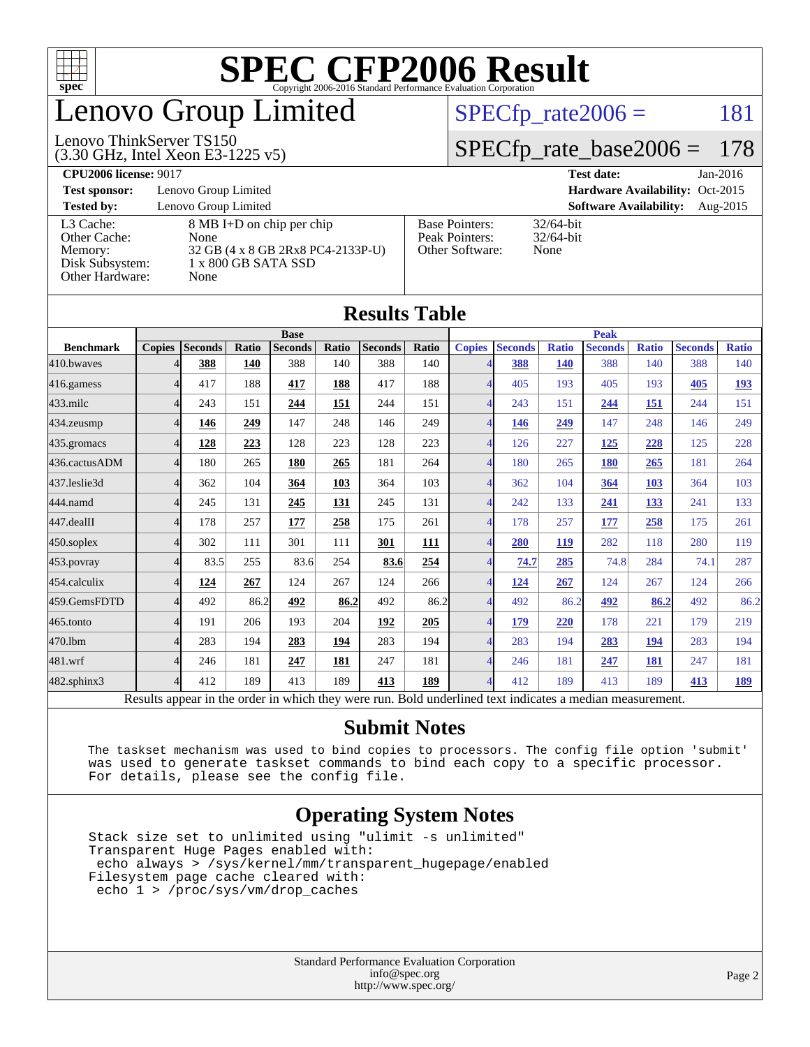# SPEC CFP2006 Result

Copyright 2006-2016 Standard Performance Evaluation Corporation

# Lenovo Group Limited

Lenovo ThinkServer TS150
(3.30 GHz, Intel Xeon E3-1225 v5)

SPECfp_rate2006 = 181

SPECfp_rate_base2006 = 178

| | | | |
|---|---|---|---|
| **CPU2006 license:** 9017 | | **Test date:** | Jan-2016 |
| **Test sponsor:** | Lenovo Group Limited | **Hardware Availability:** | Oct-2015 |
| **Tested by:** | Lenovo Group Limited | **Software Availability:** | Aug-2015 |

| | | | |
|---|---|---|---|
| L3 Cache: | 8 MB I+D on chip per chip | Base Pointers: | 32/64-bit |
| Other Cache: | None | Peak Pointers: | 32/64-bit |
| Memory: | 32 GB (4 x 8 GB 2Rx8 PC4-2133P-U) | Other Software: | None |
| Disk Subsystem: | 1 x 800 GB SATA SSD | | |
| Other Hardware: | None | | |

## Results Table

| | Base | | | | | | | Peak | | | | | | |
|---|---|---|---|---|---|---|---|---|---|---|---|---|---|---|
| **Benchmark** | **Copies** | **Seconds** | **Ratio** | **Seconds** | **Ratio** | **Seconds** | **Ratio** | **Copies** | **Seconds** | **Ratio** | **Seconds** | **Ratio** | **Seconds** | **Ratio** |
| 410.bwaves | 4 | **388** | **140** | 388 | 140 | 388 | 140 | 4 | **388** | **140** | 388 | 140 | 388 | 140 |
| 416.gamess | 4 | 417 | 188 | **417** | **188** | 417 | 188 | 4 | 405 | 193 | 405 | 193 | **405** | **193** |
| 433.milc | 4 | 243 | 151 | **244** | **151** | 244 | 151 | 4 | 243 | 151 | **244** | **151** | 244 | 151 |
| 434.zeusmp | 4 | **146** | **249** | 147 | 248 | 146 | 249 | 4 | **146** | **249** | 147 | 248 | 146 | 249 |
| 435.gromacs | 4 | **128** | **223** | 128 | 223 | 128 | 223 | 4 | 126 | 227 | **125** | **228** | 125 | 228 |
| 436.cactusADM | 4 | 180 | 265 | **180** | **265** | 181 | 264 | 4 | 180 | 265 | **180** | **265** | 181 | 264 |
| 437.leslie3d | 4 | 362 | 104 | **364** | **103** | 364 | 103 | 4 | 362 | 104 | **364** | **103** | 364 | 103 |
| 444.namd | 4 | 245 | 131 | **245** | **131** | 245 | 131 | 4 | 242 | 133 | **241** | **133** | 241 | 133 |
| 447.dealII | 4 | 178 | 257 | **177** | **258** | 175 | 261 | 4 | 178 | 257 | **177** | **258** | 175 | 261 |
| 450.soplex | 4 | 302 | 111 | 301 | 111 | **301** | **111** | 4 | **280** | **119** | 282 | 118 | 280 | 119 |
| 453.povray | 4 | 83.5 | 255 | 83.6 | 254 | **83.6** | **254** | 4 | **74.7** | **285** | 74.8 | 284 | 74.1 | 287 |
| 454.calculix | 4 | **124** | **267** | 124 | 267 | 124 | 266 | 4 | **124** | **267** | 124 | 267 | 124 | 266 |
| 459.GemsFDTD | 4 | 492 | 86.2 | **492** | **86.2** | 492 | 86.2 | 4 | 492 | 86.2 | **492** | **86.2** | 492 | 86.2 |
| 465.tonto | 4 | 191 | 206 | 193 | 204 | **192** | **205** | 4 | **179** | **220** | 178 | 221 | 179 | 219 |
| 470.lbm | 4 | 283 | 194 | **283** | **194** | 283 | 194 | 4 | 283 | 194 | **283** | **194** | 283 | 194 |
| 481.wrf | 4 | 246 | 181 | **247** | **181** | 247 | 181 | 4 | 246 | 181 | **247** | **181** | 247 | 181 |
| 482.sphinx3 | 4 | 412 | 189 | 413 | 189 | **413** | **189** | 4 | 412 | 189 | 413 | 189 | **413** | **189** |

Results appear in the order in which they were run. Bold underlined text indicates a median measurement.

## Submit Notes

```
The taskset mechanism was used to bind copies to processors. The config file option 'submit'
was used to generate taskset commands to bind each copy to a specific processor.
For details, please see the config file.
```

## Operating System Notes

```
Stack size set to unlimited using "ulimit -s unlimited"
Transparent Huge Pages enabled with:
 echo always > /sys/kernel/mm/transparent_hugepage/enabled
Filesystem page cache cleared with:
 echo 1 > /proc/sys/vm/drop_caches
```

Standard Performance Evaluation Corporation
info@spec.org
http://www.spec.org/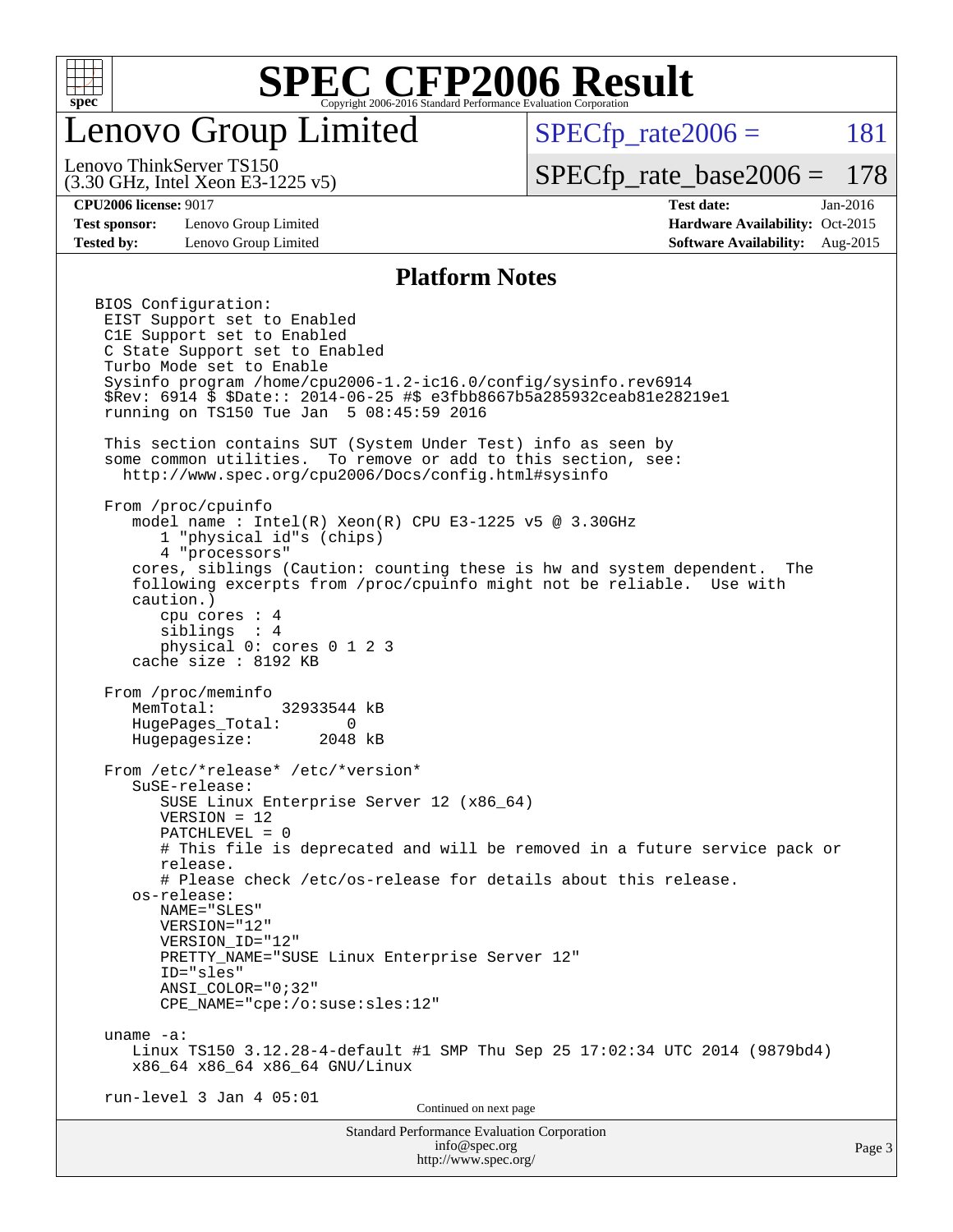# SPEC CFP2006 Result

Copyright 2006-2016 Standard Performance Evaluation Corporation

## Lenovo Group Limited

Lenovo ThinkServer TS150
(3.30 GHz, Intel Xeon E3-1225 v5)

SPECfp_rate2006 = 181

SPECfp_rate_base2006 = 178

**CPU2006 license:** 9017
**Test sponsor:** Lenovo Group Limited
**Tested by:** Lenovo Group Limited

**Test date:** Jan-2016
**Hardware Availability:** Oct-2015
**Software Availability:** Aug-2015

### Platform Notes

```
BIOS Configuration:
 EIST Support set to Enabled
 C1E Support set to Enabled
 C State Support set to Enabled
 Turbo Mode set to Enable
 Sysinfo program /home/cpu2006-1.2-ic16.0/config/sysinfo.rev6914
 $Rev: 6914 $ $Date:: 2014-06-25 #$ e3fbb8667b5a285932ceab81e28219e1
 running on TS150 Tue Jan  5 08:45:59 2016

 This section contains SUT (System Under Test) info as seen by
 some common utilities.  To remove or add to this section, see:
   http://www.spec.org/cpu2006/Docs/config.html#sysinfo

 From /proc/cpuinfo
    model name : Intel(R) Xeon(R) CPU E3-1225 v5 @ 3.30GHz
       1 "physical id"s (chips)
       4 "processors"
    cores, siblings (Caution: counting these is hw and system dependent.  The
    following excerpts from /proc/cpuinfo might not be reliable.  Use with
    caution.)
       cpu cores : 4
       siblings  : 4
       physical 0: cores 0 1 2 3
    cache size : 8192 KB

 From /proc/meminfo
    MemTotal:       32933544 kB
    HugePages_Total:       0
    Hugepagesize:       2048 kB

 From /etc/*release* /etc/*version*
    SuSE-release:
       SUSE Linux Enterprise Server 12 (x86_64)
       VERSION = 12
       PATCHLEVEL = 0
       # This file is deprecated and will be removed in a future service pack or
       release.
       # Please check /etc/os-release for details about this release.
    os-release:
       NAME="SLES"
       VERSION="12"
       VERSION_ID="12"
       PRETTY_NAME="SUSE Linux Enterprise Server 12"
       ID="sles"
       ANSI_COLOR="0;32"
       CPE_NAME="cpe:/o:suse:sles:12"

 uname -a:
    Linux TS150 3.12.28-4-default #1 SMP Thu Sep 25 17:02:34 UTC 2014 (9879bd4)
    x86_64 x86_64 x86_64 GNU/Linux

 run-level 3 Jan 4 05:01
```

Continued on next page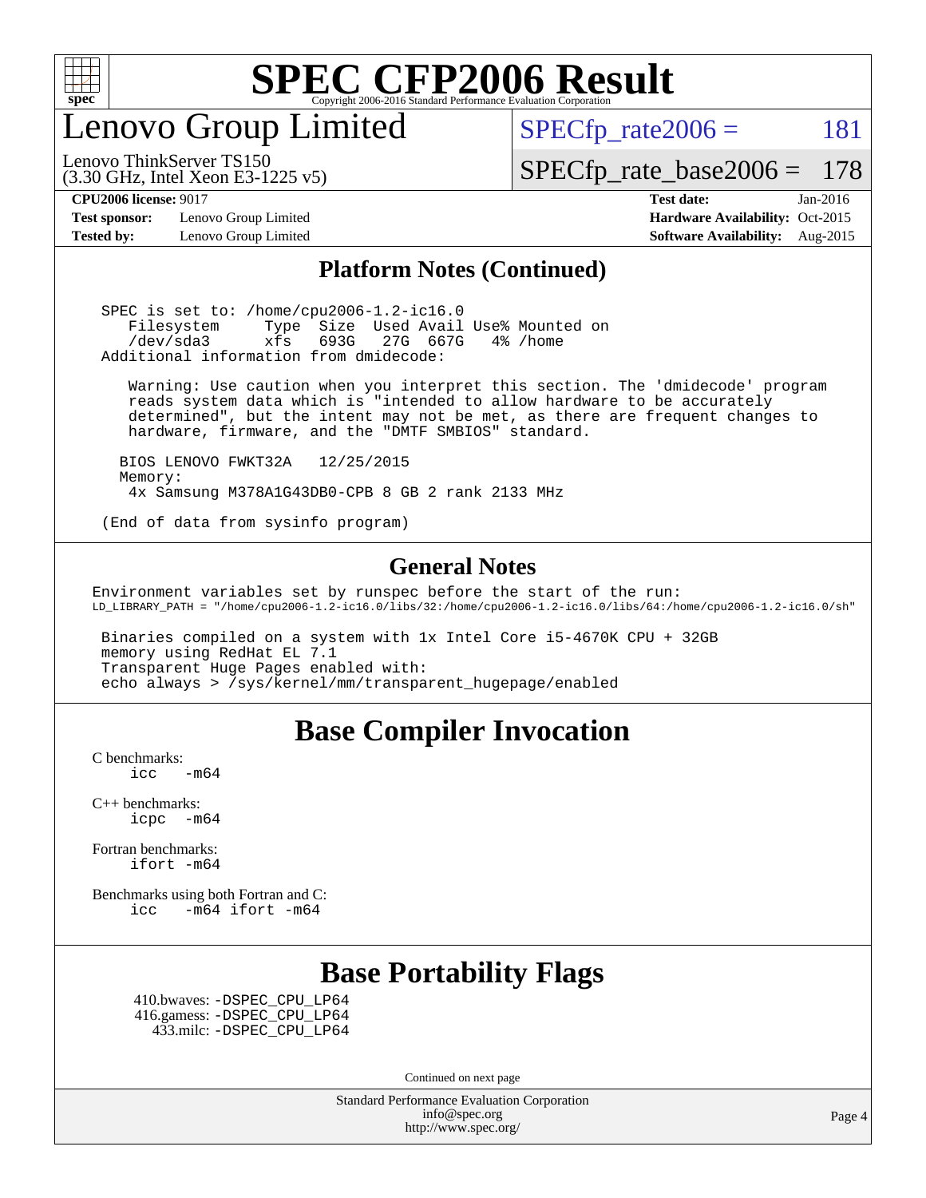# Lenovo Group Limited

Lenovo ThinkServer TS150
(3.30 GHz, Intel Xeon E3-1225 v5)

SPECfp_rate2006 = 181

SPECfp_rate_base2006 = 178

**CPU2006 license:** 9017
**Test sponsor:** Lenovo Group Limited
**Tested by:** Lenovo Group Limited

**Test date:** Jan-2016
**Hardware Availability:** Oct-2015
**Software Availability:** Aug-2015

## Platform Notes (Continued)

```
SPEC is set to: /home/cpu2006-1.2-ic16.0
   Filesystem     Type  Size  Used Avail Use% Mounted on
   /dev/sda3      xfs   693G   27G  667G   4% /home
Additional information from dmidecode:

   Warning: Use caution when you interpret this section. The 'dmidecode' program
   reads system data which is "intended to allow hardware to be accurately
   determined", but the intent may not be met, as there are frequent changes to
   hardware, firmware, and the "DMTF SMBIOS" standard.

  BIOS LENOVO FWKT32A   12/25/2015
  Memory:
   4x Samsung M378A1G43DB0-CPB 8 GB 2 rank 2133 MHz

(End of data from sysinfo program)
```

## General Notes

```
Environment variables set by runspec before the start of the run:
LD_LIBRARY_PATH = "/home/cpu2006-1.2-ic16.0/libs/32:/home/cpu2006-1.2-ic16.0/libs/64:/home/cpu2006-1.2-ic16.0/sh"

 Binaries compiled on a system with 1x Intel Core i5-4670K CPU + 32GB
 memory using RedHat EL 7.1
 Transparent Huge Pages enabled with:
 echo always > /sys/kernel/mm/transparent_hugepage/enabled
```

## Base Compiler Invocation

C benchmarks:
```
icc   -m64
```

C++ benchmarks:
```
icpc  -m64
```

Fortran benchmarks:
```
ifort -m64
```

Benchmarks using both Fortran and C:
```
icc   -m64 ifort -m64
```

## Base Portability Flags

410.bwaves: -DSPEC_CPU_LP64
416.gamess: -DSPEC_CPU_LP64
433.milc: -DSPEC_CPU_LP64

Continued on next page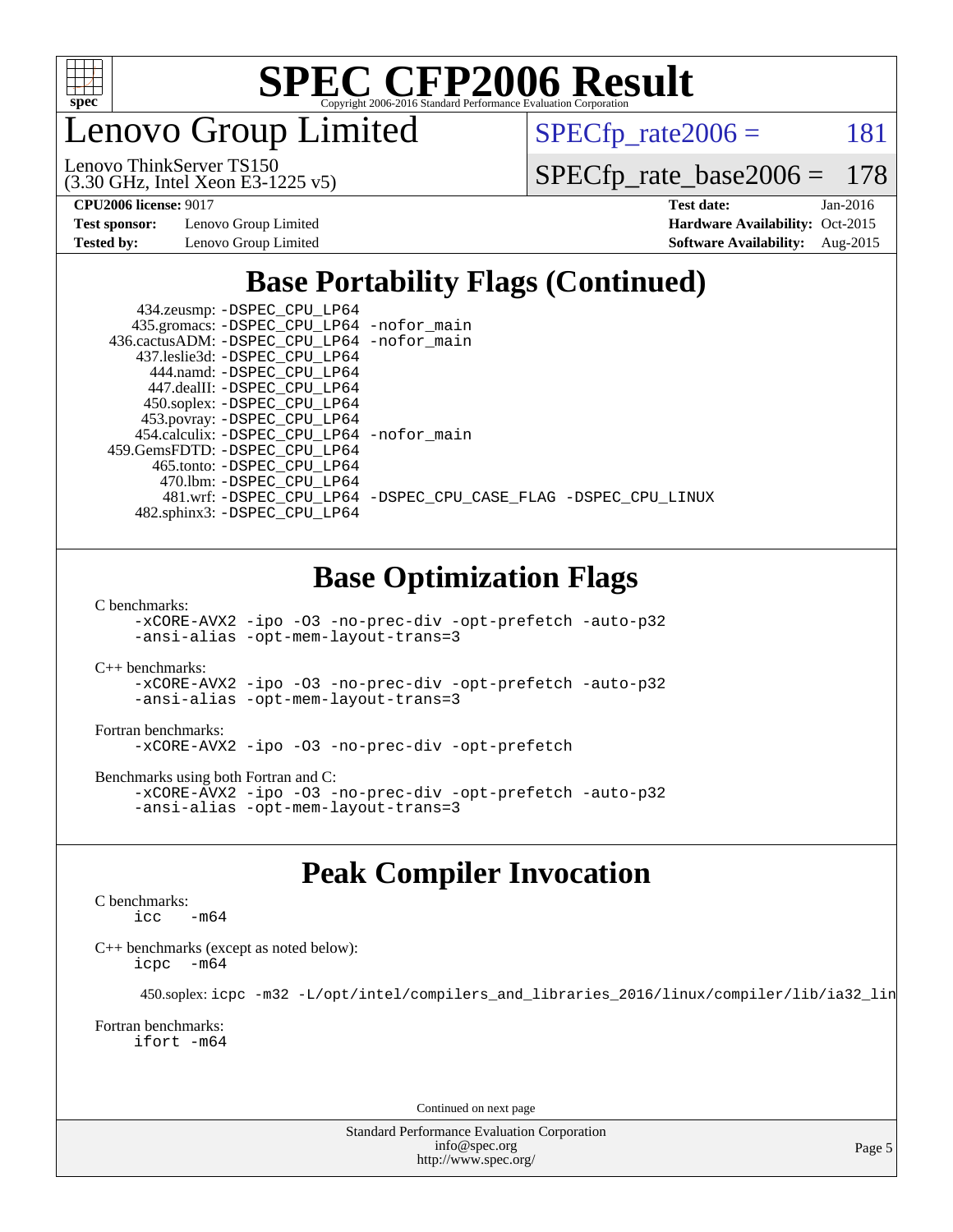# SPEC CFP2006 Result

Copyright 2006-2016 Standard Performance Evaluation Corporation

# Lenovo Group Limited

Lenovo ThinkServer TS150
(3.30 GHz, Intel Xeon E3-1225 v5)

SPECfp_rate2006 = 181

SPECfp_rate_base2006 = 178

**CPU2006 license:** 9017
**Test sponsor:** Lenovo Group Limited
**Tested by:** Lenovo Group Limited

**Test date:** Jan-2016
**Hardware Availability:** Oct-2015
**Software Availability:** Aug-2015

## Base Portability Flags (Continued)

```
     434.zeusmp: -DSPEC_CPU_LP64
    435.gromacs: -DSPEC_CPU_LP64 -nofor_main
   436.cactusADM: -DSPEC_CPU_LP64 -nofor_main
    437.leslie3d: -DSPEC_CPU_LP64
      444.namd: -DSPEC_CPU_LP64
     447.dealII: -DSPEC_CPU_LP64
     450.soplex: -DSPEC_CPU_LP64
     453.povray: -DSPEC_CPU_LP64
    454.calculix: -DSPEC_CPU_LP64 -nofor_main
   459.GemsFDTD: -DSPEC_CPU_LP64
      465.tonto: -DSPEC_CPU_LP64
       470.lbm: -DSPEC_CPU_LP64
       481.wrf: -DSPEC_CPU_LP64 -DSPEC_CPU_CASE_FLAG -DSPEC_CPU_LINUX
    482.sphinx3: -DSPEC_CPU_LP64
```

## Base Optimization Flags

C benchmarks:
```
-xCORE-AVX2 -ipo -O3 -no-prec-div -opt-prefetch -auto-p32
-ansi-alias -opt-mem-layout-trans=3
```

C++ benchmarks:
```
-xCORE-AVX2 -ipo -O3 -no-prec-div -opt-prefetch -auto-p32
-ansi-alias -opt-mem-layout-trans=3
```

Fortran benchmarks:
```
-xCORE-AVX2 -ipo -O3 -no-prec-div -opt-prefetch
```

Benchmarks using both Fortran and C:
```
-xCORE-AVX2 -ipo -O3 -no-prec-div -opt-prefetch -auto-p32
-ansi-alias -opt-mem-layout-trans=3
```

## Peak Compiler Invocation

C benchmarks:
```
icc  -m64
```

C++ benchmarks (except as noted below):
```
icpc  -m64
```

450.soplex: `icpc -m32 -L/opt/intel/compilers_and_libraries_2016/linux/compiler/lib/ia32_lin`

Fortran benchmarks:
```
ifort -m64
```

Continued on next page

Standard Performance Evaluation Corporation
info@spec.org
http://www.spec.org/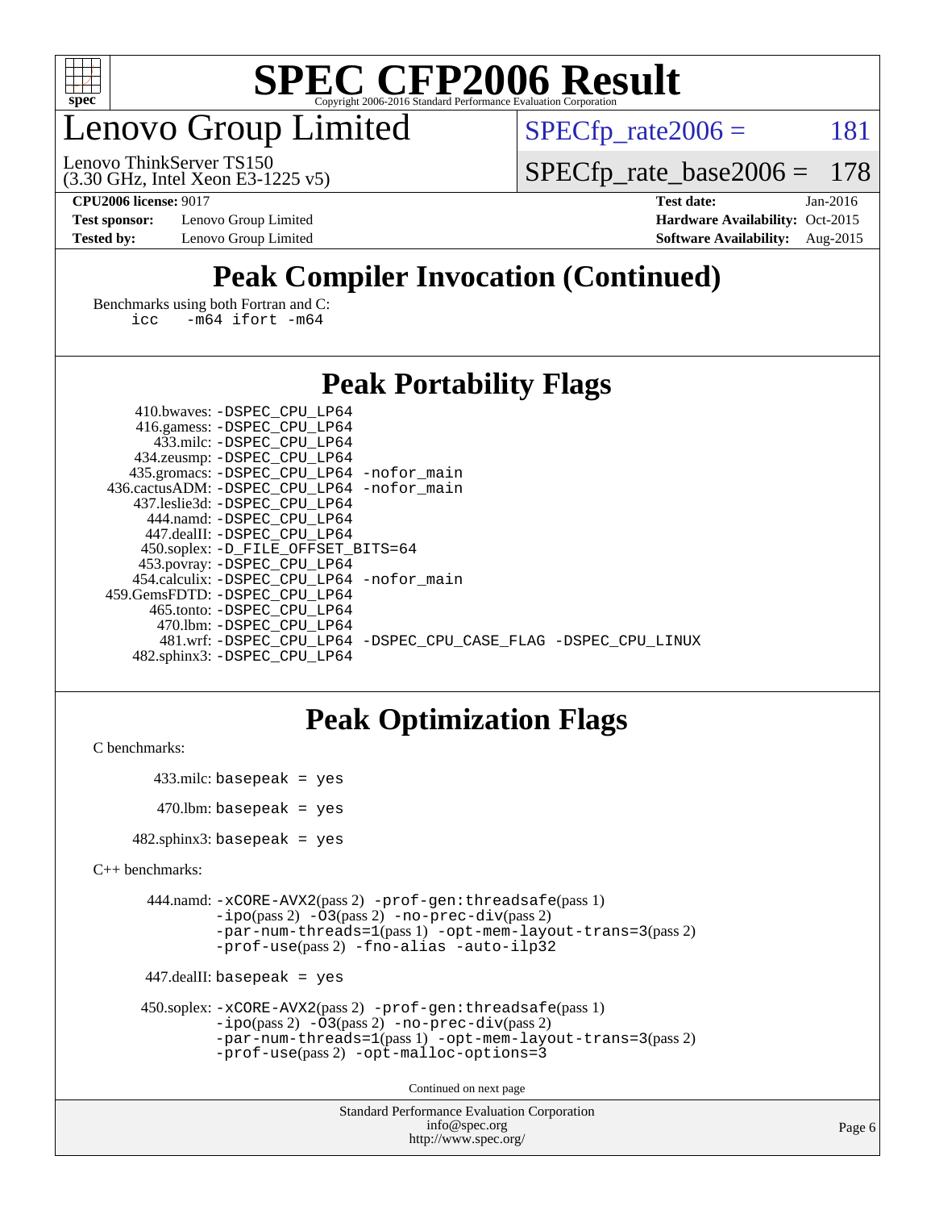# SPEC CFP2006 Result

Copyright 2006-2016 Standard Performance Evaluation Corporation

## Lenovo Group Limited

Lenovo ThinkServer TS150
(3.30 GHz, Intel Xeon E3-1225 v5)

SPECfp_rate2006 = 181

SPECfp_rate_base2006 = 178

**CPU2006 license:** 9017
**Test sponsor:** Lenovo Group Limited
**Tested by:** Lenovo Group Limited

**Test date:** Jan-2016
**Hardware Availability:** Oct-2015
**Software Availability:** Aug-2015

## Peak Compiler Invocation (Continued)

Benchmarks using both Fortran and C:
```
icc   -m64 ifort -m64
```

## Peak Portability Flags

```
     410.bwaves: -DSPEC_CPU_LP64
     416.gamess: -DSPEC_CPU_LP64
       433.milc: -DSPEC_CPU_LP64
     434.zeusmp: -DSPEC_CPU_LP64
    435.gromacs: -DSPEC_CPU_LP64 -nofor_main
  436.cactusADM: -DSPEC_CPU_LP64 -nofor_main
    437.leslie3d: -DSPEC_CPU_LP64
      444.namd: -DSPEC_CPU_LP64
     447.dealII: -DSPEC_CPU_LP64
    450.soplex: -D_FILE_OFFSET_BITS=64
    453.povray: -DSPEC_CPU_LP64
  454.calculix: -DSPEC_CPU_LP64 -nofor_main
 459.GemsFDTD: -DSPEC_CPU_LP64
      465.tonto: -DSPEC_CPU_LP64
        470.lbm: -DSPEC_CPU_LP64
        481.wrf: -DSPEC_CPU_LP64 -DSPEC_CPU_CASE_FLAG -DSPEC_CPU_LINUX
   482.sphinx3: -DSPEC_CPU_LP64
```

## Peak Optimization Flags

C benchmarks:

```
     433.milc: basepeak = yes

      470.lbm: basepeak = yes

  482.sphinx3: basepeak = yes
```

C++ benchmarks:

```
    444.namd: -xCORE-AVX2(pass 2) -prof-gen:threadsafe(pass 1)
              -ipo(pass 2) -O3(pass 2) -no-prec-div(pass 2)
              -par-num-threads=1(pass 1) -opt-mem-layout-trans=3(pass 2)
              -prof-use(pass 2) -fno-alias -auto-ilp32

  447.dealII: basepeak = yes

  450.soplex: -xCORE-AVX2(pass 2) -prof-gen:threadsafe(pass 1)
              -ipo(pass 2) -O3(pass 2) -no-prec-div(pass 2)
              -par-num-threads=1(pass 1) -opt-mem-layout-trans=3(pass 2)
              -prof-use(pass 2) -opt-malloc-options=3
```

Continued on next page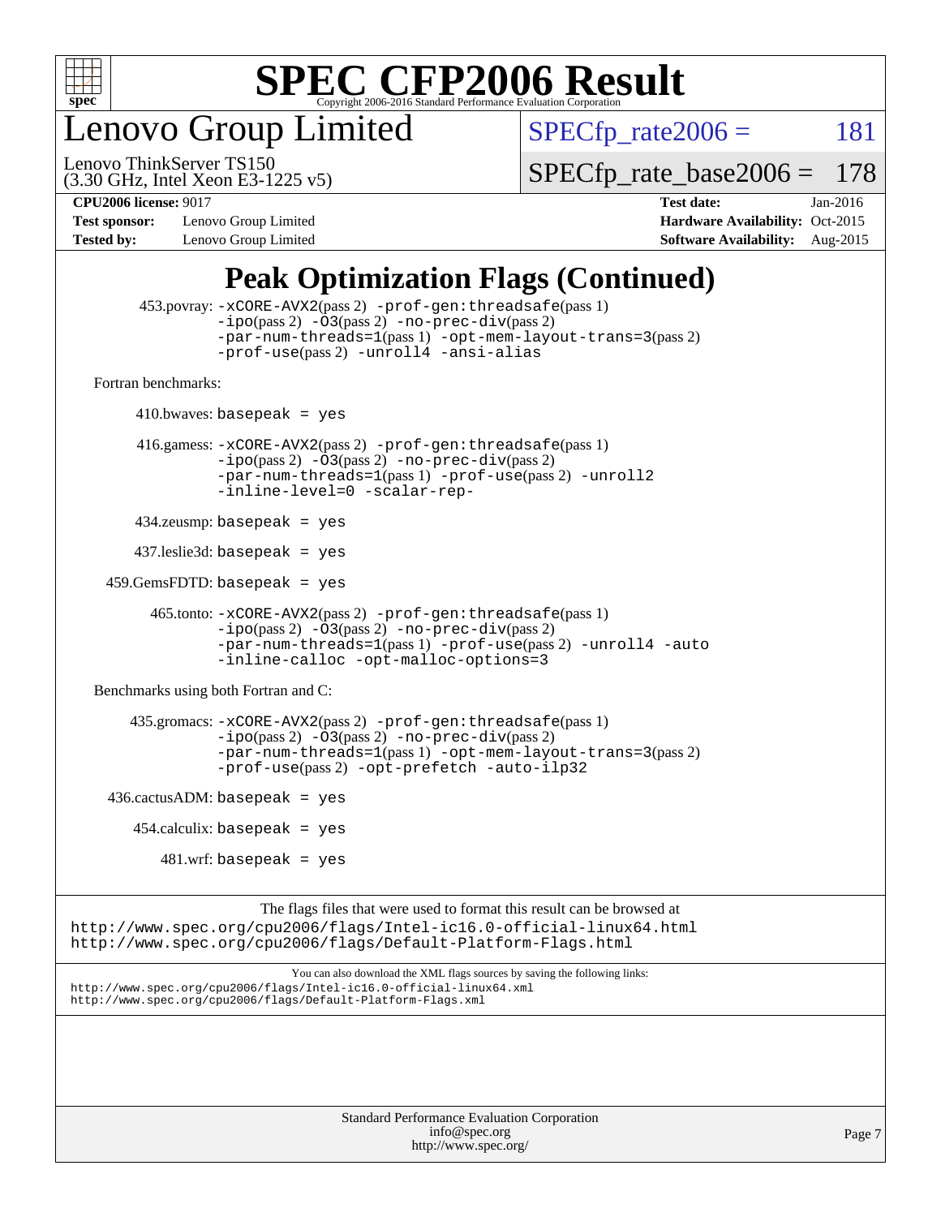# SPEC CFP2006 Result

Copyright 2006-2016 Standard Performance Evaluation Corporation

## Lenovo Group Limited

Lenovo ThinkServer TS150
(3.30 GHz, Intel Xeon E3-1225 v5)

SPECfp_rate2006 = 181

SPECfp_rate_base2006 = 178

**CPU2006 license:** 9017
**Test sponsor:** Lenovo Group Limited
**Tested by:** Lenovo Group Limited

**Test date:** Jan-2016
**Hardware Availability:** Oct-2015
**Software Availability:** Aug-2015

## Peak Optimization Flags (Continued)

453.povray: `-xCORE-AVX2`(pass 2) `-prof-gen:threadsafe`(pass 1) `-ipo`(pass 2) `-O3`(pass 2) `-no-prec-div`(pass 2) `-par-num-threads=1`(pass 1) `-opt-mem-layout-trans=3`(pass 2) `-prof-use`(pass 2) `-unroll4` `-ansi-alias`

Fortran benchmarks:

410.bwaves: `basepeak = yes`

416.gamess: `-xCORE-AVX2`(pass 2) `-prof-gen:threadsafe`(pass 1) `-ipo`(pass 2) `-O3`(pass 2) `-no-prec-div`(pass 2) `-par-num-threads=1`(pass 1) `-prof-use`(pass 2) `-unroll2` `-inline-level=0` `-scalar-rep-`

434.zeusmp: `basepeak = yes`

437.leslie3d: `basepeak = yes`

459.GemsFDTD: `basepeak = yes`

465.tonto: `-xCORE-AVX2`(pass 2) `-prof-gen:threadsafe`(pass 1) `-ipo`(pass 2) `-O3`(pass 2) `-no-prec-div`(pass 2) `-par-num-threads=1`(pass 1) `-prof-use`(pass 2) `-unroll4` `-auto` `-inline-calloc` `-opt-malloc-options=3`

Benchmarks using both Fortran and C:

435.gromacs: `-xCORE-AVX2`(pass 2) `-prof-gen:threadsafe`(pass 1) `-ipo`(pass 2) `-O3`(pass 2) `-no-prec-div`(pass 2) `-par-num-threads=1`(pass 1) `-opt-mem-layout-trans=3`(pass 2) `-prof-use`(pass 2) `-opt-prefetch` `-auto-ilp32`

436.cactusADM: `basepeak = yes`

454.calculix: `basepeak = yes`

481.wrf: `basepeak = yes`

The flags files that were used to format this result can be browsed at
http://www.spec.org/cpu2006/flags/Intel-ic16.0-official-linux64.html
http://www.spec.org/cpu2006/flags/Default-Platform-Flags.html

You can also download the XML flags sources by saving the following links:
http://www.spec.org/cpu2006/flags/Intel-ic16.0-official-linux64.xml
http://www.spec.org/cpu2006/flags/Default-Platform-Flags.xml

Standard Performance Evaluation Corporation
info@spec.org
http://www.spec.org/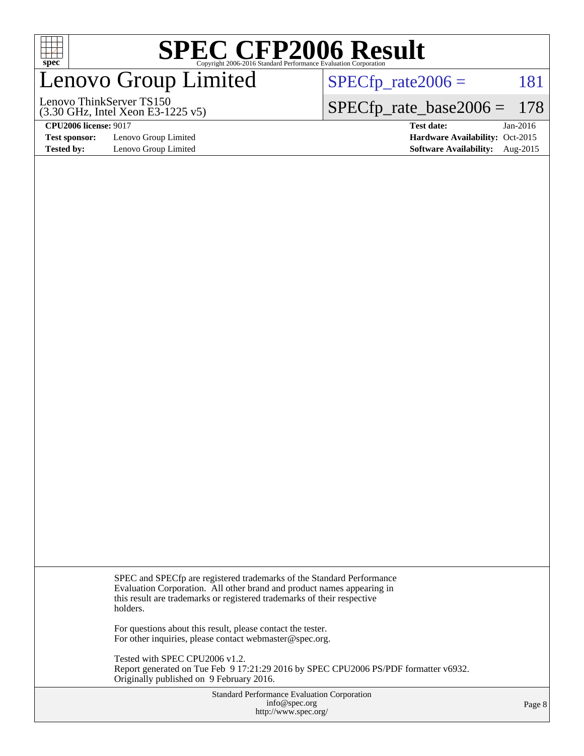# SPEC CFP2006 Result

Copyright 2006-2016 Standard Performance Evaluation Corporation

## Lenovo Group Limited

Lenovo ThinkServer TS150
(3.30 GHz, Intel Xeon E3-1225 v5)

SPECfp_rate2006 = 181

SPECfp_rate_base2006 = 178

**CPU2006 license:** 9017
**Test sponsor:** Lenovo Group Limited
**Tested by:** Lenovo Group Limited

**Test date:** Jan-2016
**Hardware Availability:** Oct-2015
**Software Availability:** Aug-2015

SPEC and SPECfp are registered trademarks of the Standard Performance Evaluation Corporation. All other brand and product names appearing in this result are trademarks or registered trademarks of their respective holders.

For questions about this result, please contact the tester.
For other inquiries, please contact webmaster@spec.org.

Tested with SPEC CPU2006 v1.2.
Report generated on Tue Feb 9 17:21:29 2016 by SPEC CPU2006 PS/PDF formatter v6932.
Originally published on 9 February 2016.

Standard Performance Evaluation Corporation
info@spec.org
http://www.spec.org/